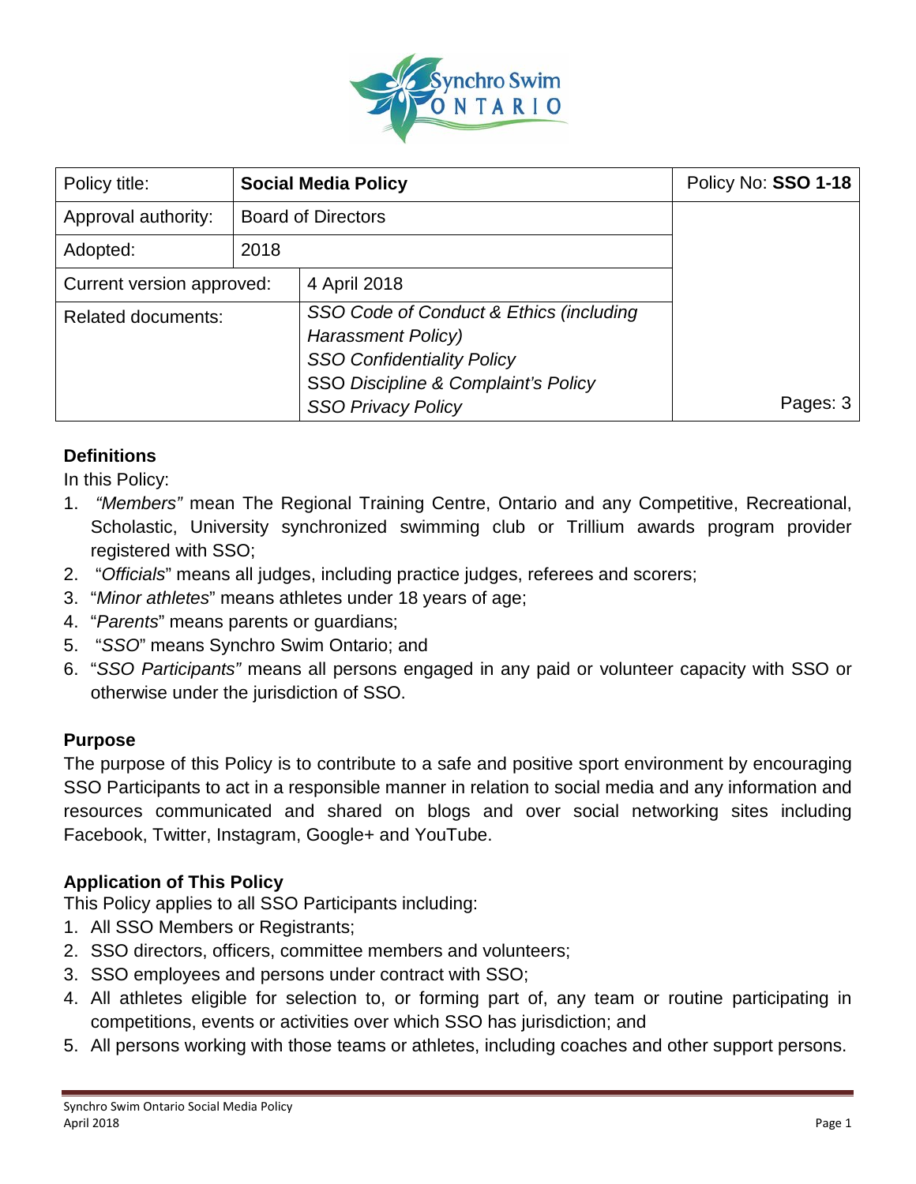| Policy title: | **Social Media Policy** | Policy No: **SSO 1-18** |
|---|---|---|
| Approval authority: | Board of Directors | |
| Adopted: | 2018 | |
| Current version approved: | 4 April 2018 | |
| Related documents: | *SSO Code of Conduct & Ethics (including Harassment Policy)*<br>*SSO Confidentiality Policy*<br>SSO *Discipline & Complaint's Policy*<br>*SSO Privacy Policy* | Pages: 3 |

### Definitions

In this Policy:

1. *"Members"* mean The Regional Training Centre, Ontario and any Competitive, Recreational, Scholastic, University synchronized swimming club or Trillium awards program provider registered with SSO;
2. "*Officials*" means all judges, including practice judges, referees and scorers;
3. "*Minor athletes*" means athletes under 18 years of age;
4. "*Parents*" means parents or guardians;
5. "*SSO*" means Synchro Swim Ontario; and
6. "*SSO Participants"* means all persons engaged in any paid or volunteer capacity with SSO or otherwise under the jurisdiction of SSO.

### Purpose

The purpose of this Policy is to contribute to a safe and positive sport environment by encouraging SSO Participants to act in a responsible manner in relation to social media and any information and resources communicated and shared on blogs and over social networking sites including Facebook, Twitter, Instagram, Google+ and YouTube.

### Application of This Policy

This Policy applies to all SSO Participants including:

1. All SSO Members or Registrants;
2. SSO directors, officers, committee members and volunteers;
3. SSO employees and persons under contract with SSO;
4. All athletes eligible for selection to, or forming part of, any team or routine participating in competitions, events or activities over which SSO has jurisdiction; and
5. All persons working with those teams or athletes, including coaches and other support persons.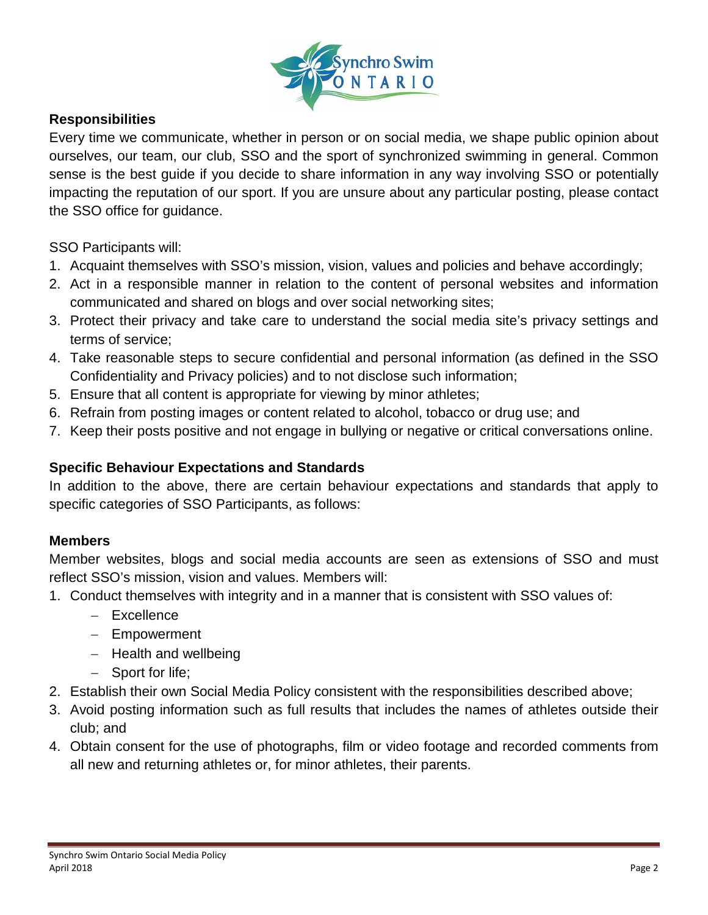## Responsibilities

Every time we communicate, whether in person or on social media, we shape public opinion about ourselves, our team, our club, SSO and the sport of synchronized swimming in general. Common sense is the best guide if you decide to share information in any way involving SSO or potentially impacting the reputation of our sport. If you are unsure about any particular posting, please contact the SSO office for guidance.

SSO Participants will:

1. Acquaint themselves with SSO's mission, vision, values and policies and behave accordingly;
2. Act in a responsible manner in relation to the content of personal websites and information communicated and shared on blogs and over social networking sites;
3. Protect their privacy and take care to understand the social media site's privacy settings and terms of service;
4. Take reasonable steps to secure confidential and personal information (as defined in the SSO Confidentiality and Privacy policies) and to not disclose such information;
5. Ensure that all content is appropriate for viewing by minor athletes;
6. Refrain from posting images or content related to alcohol, tobacco or drug use; and
7. Keep their posts positive and not engage in bullying or negative or critical conversations online.

## Specific Behaviour Expectations and Standards

In addition to the above, there are certain behaviour expectations and standards that apply to specific categories of SSO Participants, as follows:

### Members

Member websites, blogs and social media accounts are seen as extensions of SSO and must reflect SSO's mission, vision and values. Members will:

1. Conduct themselves with integrity and in a manner that is consistent with SSO values of:
   - Excellence
   - Empowerment
   - Health and wellbeing
   - Sport for life;
2. Establish their own Social Media Policy consistent with the responsibilities described above;
3. Avoid posting information such as full results that includes the names of athletes outside their club; and
4. Obtain consent for the use of photographs, film or video footage and recorded comments from all new and returning athletes or, for minor athletes, their parents.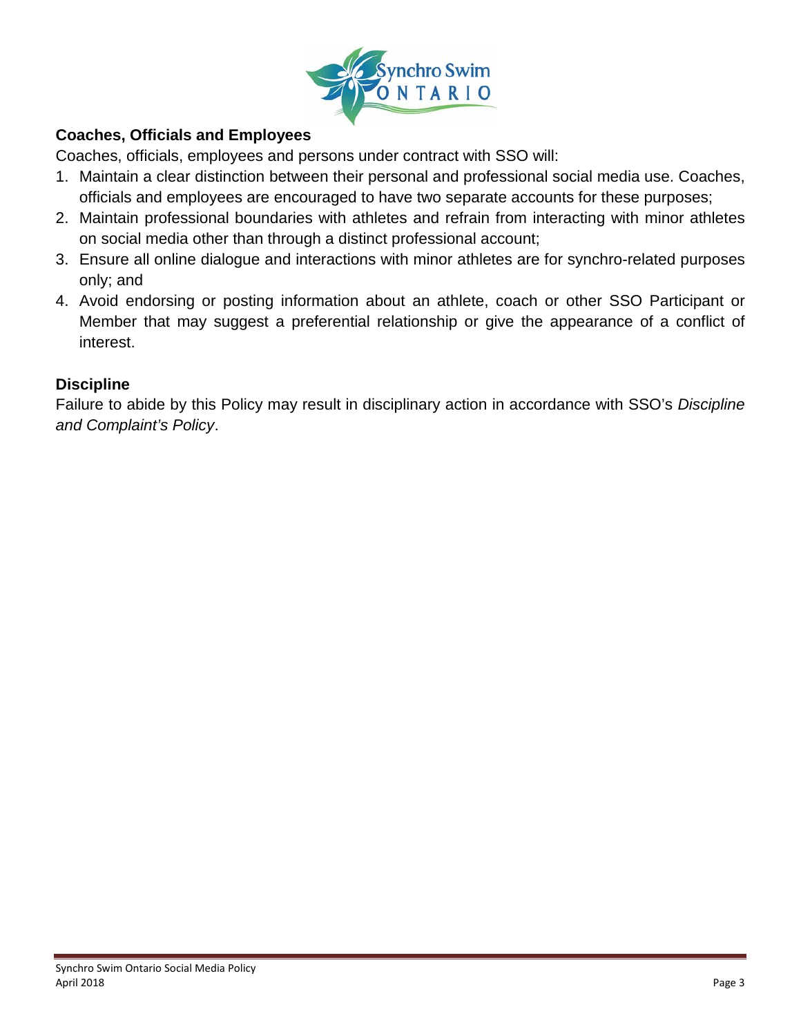## Coaches, Officials and Employees

Coaches, officials, employees and persons under contract with SSO will:

1. Maintain a clear distinction between their personal and professional social media use. Coaches, officials and employees are encouraged to have two separate accounts for these purposes;
2. Maintain professional boundaries with athletes and refrain from interacting with minor athletes on social media other than through a distinct professional account;
3. Ensure all online dialogue and interactions with minor athletes are for synchro-related purposes only; and
4. Avoid endorsing or posting information about an athlete, coach or other SSO Participant or Member that may suggest a preferential relationship or give the appearance of a conflict of interest.

## Discipline

Failure to abide by this Policy may result in disciplinary action in accordance with SSO's *Discipline and Complaint's Policy*.